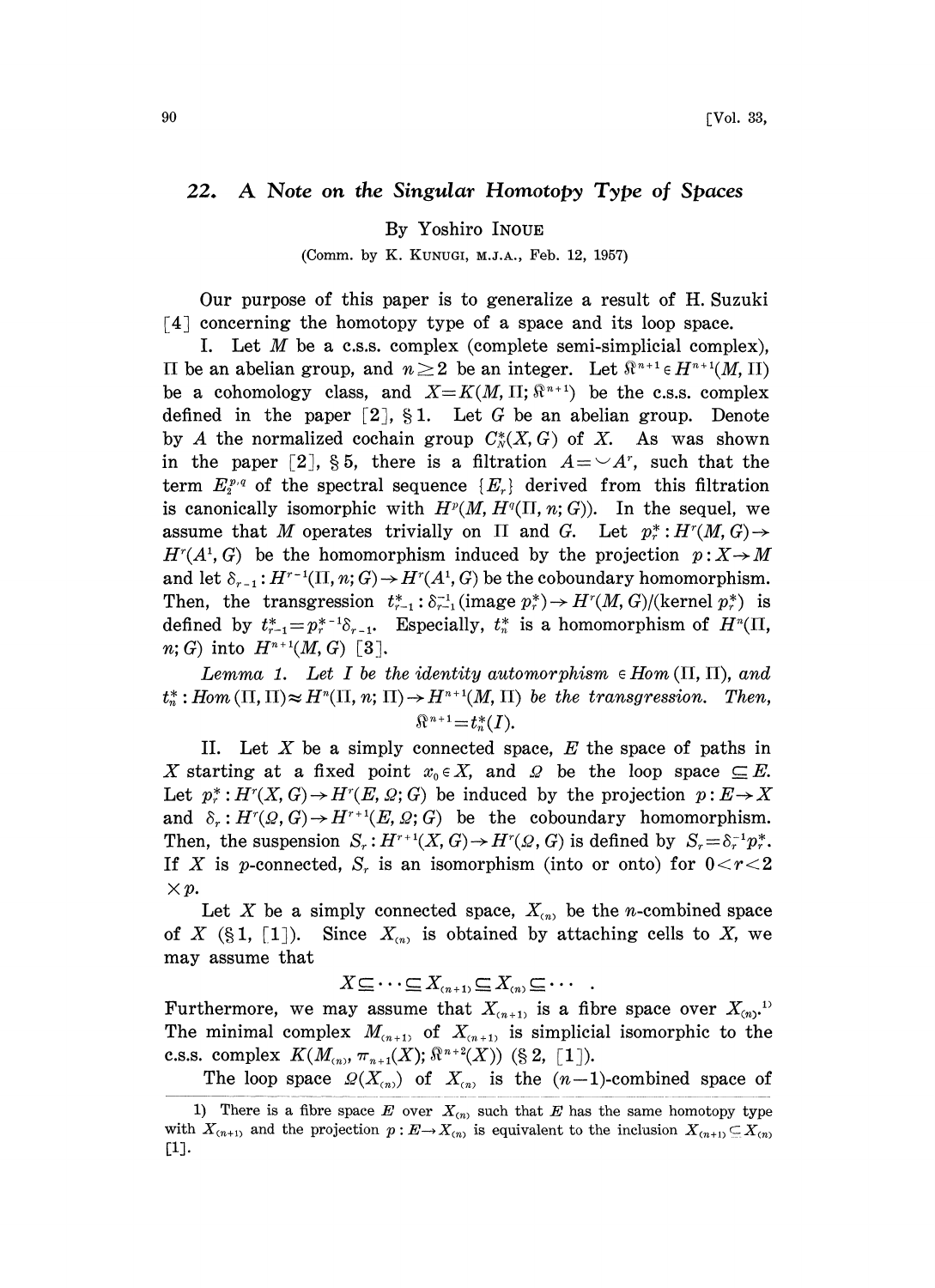# 22. A Note on the Singular Homotopy Type of Spaces

By Yoshiro INOUE

(Comm. by K. KUNUGI, M.J.A., Feb. 12, 1957)

Our purpose of this paper is to generalize a result of H. Suzuki [4] concerning the homotopy type of a space and its loop space.

I. Let $M$ be a c.s.s. complex (complete semi-simplicial complex), $\Pi$ be an abelian group, and $n \geq 2$ be an integer. Let $\mathfrak{K}^{n+1} \in H^{n+1}(M, \Pi)$ be a cohomology class, and $X = K(M, \Pi; \mathfrak{K}^{n+1})$ be the c.s.s. complex defined in the paper [2], §1. Let $G$ be an abelian group. Denote by $A$ the normalized cochain group $C_N^*(X, G)$ of $X$. As was shown in the paper [2], §5, there is a filtration $A = \smile A^r$, such that the term $E_2^{p,q}$ of the spectral sequence $\{E_r\}$ derived from this filtration is canonically isomorphic with $H^p(M, H^q(\Pi, n; G))$. In the sequel, we assume that $M$ operates trivially on $\Pi$ and $G$. Let $p_r^* : H^r(M, G) \to H^r(A^1, G)$ be the homomorphism induced by the projection $p: X \to M$ and let $\delta_{r-1} : H^{r-1}(\Pi, n; G) \to H^r(A^1, G)$ be the coboundary homomorphism. Then, the transgression $t_{r-1}^* : \delta_{r-1}^{-1}(\text{image } p_r^*) \to H^r(M, G)/(\text{kernel } p_r^*)$ is defined by $t_{r-1}^* = p_r^{*-1}\delta_{r-1}$. Especially, $t_n^*$ is a homomorphism of $H^n(\Pi, n; G)$ into $H^{n+1}(M, G)$ [3].

*Lemma 1. Let $I$ be the identity automorphism $\in Hom(\Pi, \Pi)$, and $t_n^* : Hom(\Pi, \Pi) \approx H^n(\Pi, n; \Pi) \to H^{n+1}(M, \Pi)$ be the transgression. Then,*

$$\mathfrak{K}^{n+1} = t_n^*(I).$$

II. Let $X$ be a simply connected space, $E$ the space of paths in $X$ starting at a fixed point $x_0 \in X$, and $\Omega$ be the loop space $\subseteq E$. Let $p_r^* : H^r(X, G) \to H^r(E, \Omega; G)$ be induced by the projection $p: E \to X$ and $\delta_r : H^r(\Omega, G) \to H^{r+1}(E, \Omega; G)$ be the coboundary homomorphism. Then, the suspension $S_r : H^{r+1}(X, G) \to H^r(\Omega, G)$ is defined by $S_r = \delta_r^{-1} p_r^*$. If $X$ is $p$-connected, $S_r$ is an isomorphism (into or onto) for $0 < r < 2 \times p$.

Let $X$ be a simply connected space, $X_{(n)}$ be the $n$-combined space of $X$ (§1, [1]). Since $X_{(n)}$ is obtained by attaching cells to $X$, we may assume that

$$X \subseteq \cdots \subseteq X_{(n+1)} \subseteq X_{(n)} \subseteq \cdots .$$

Furthermore, we may assume that $X_{(n+1)}$ is a fibre space over $X_{(n)}$.[1] The minimal complex $M_{(n+1)}$ of $X_{(n+1)}$ is simplicial isomorphic to the c.s.s. complex $K(M_{(n)}, \pi_{n+1}(X); \mathfrak{K}^{n+2}(X))$ (§2, [1]).

The loop space $\Omega(X_{(n)})$ of $X_{(n)}$ is the $(n-1)$-combined space of

---

1) There is a fibre space $E$ over $X_{(n)}$ such that $E$ has the same homotopy type with $X_{(n+1)}$ and the projection $p: E \to X_{(n)}$ is equivalent to the inclusion $X_{(n+1)} \subseteq X_{(n)}$ [1].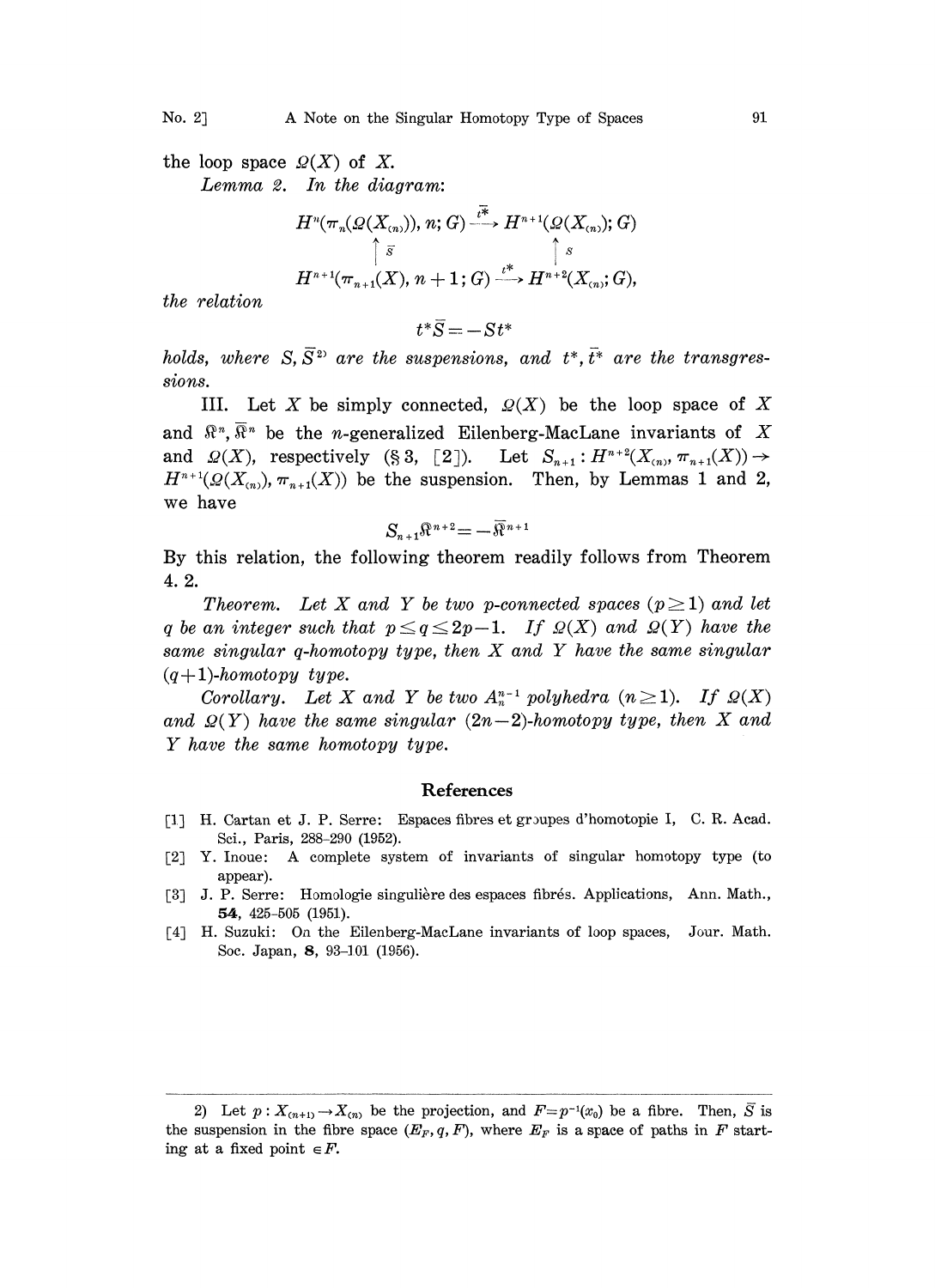the loop space $\Omega(X)$ of $X$.

*Lemma 2. In the diagram:*

$$\begin{array}{ccc} H^n(\pi_n(\Omega(X_{(n)})), n; G) & \xrightarrow{\bar{t}^*} & H^{n+1}(\Omega(X_{(n)}); G) \\ \uparrow \bar{S} & & \uparrow S \\ H^{n+1}(\pi_{n+1}(X), n+1; G) & \xrightarrow{t^*} & H^{n+2}(X_{(n)}; G), \end{array}$$

*the relation*

$$t^*\bar{S} = -St^*$$

*holds, where $S, \bar{S}$*[2] *are the suspensions, and $t^*, \bar{t}^*$ are the transgressions.*

III. Let $X$ be simply connected, $\Omega(X)$ be the loop space of $X$ and $\mathfrak{R}^n, \bar{\mathfrak{R}}^n$ be the $n$-generalized Eilenberg-MacLane invariants of $X$ and $\Omega(X)$, respectively (§ 3, [2]). Let $S_{n+1}: H^{n+2}(X_{(n)}, \pi_{n+1}(X)) \to H^{n+1}(\Omega(X_{(n)}), \pi_{n+1}(X))$ be the suspension. Then, by Lemmas 1 and 2, we have

$$S_{n+1}\mathfrak{R}^{n+2} = -\bar{\mathfrak{R}}^{n+1}$$

By this relation, the following theorem readily follows from Theorem 4. 2.

*Theorem. Let $X$ and $Y$ be two $p$-connected spaces ($p \geq 1$) and let $q$ be an integer such that $p \leq q \leq 2p-1$. If $\Omega(X)$ and $\Omega(Y)$ have the same singular $q$-homotopy type, then $X$ and $Y$ have the same singular $(q+1)$-homotopy type.*

*Corollary. Let $X$ and $Y$ be two $A_n^{n-1}$ polyhedra ($n \geq 1$). If $\Omega(X)$ and $\Omega(Y)$ have the same singular $(2n-2)$-homotopy type, then $X$ and $Y$ have the same homotopy type.*

## References

[1] H. Cartan et J. P. Serre: Espaces fibres et groupes d'homotopie I, C. R. Acad. Sci., Paris, 288-290 (1952).

[2] Y. Inoue: A complete system of invariants of singular homotopy type (to appear).

[3] J. P. Serre: Homologie singulière des espaces fibrés. Applications, Ann. Math., **54**, 425-505 (1951).

[4] H. Suzuki: On the Eilenberg-MacLane invariants of loop spaces, Jour. Math. Soc. Japan, **8**, 93-101 (1956).

---

2) Let $p: X_{(n+1)} \to X_{(n)}$ be the projection, and $F = p^{-1}(x_0)$ be a fibre. Then, $\bar{S}$ is the suspension in the fibre space $(E_F, q, F)$, where $E_F$ is a space of paths in $F$ starting at a fixed point $\in F$.